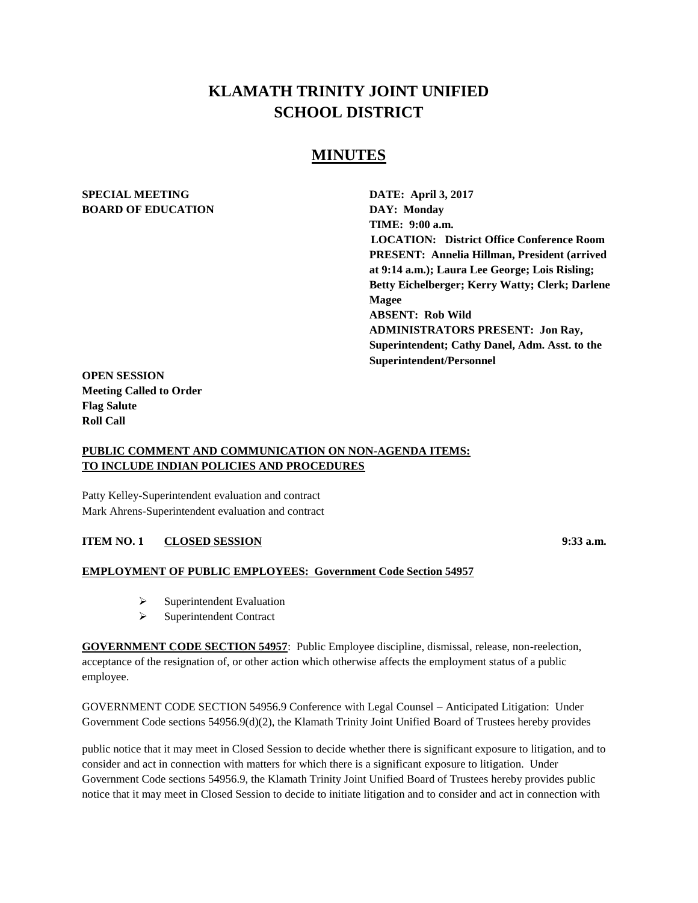# KLAMATH TRINITY JOINT UNIFIED SCHOOL DISTRICT

## MINUTES

**SPECIAL MEETING**
**BOARD OF EDUCATION**

**DATE: April 3, 2017**
**DAY: Monday**
**TIME: 9:00 a.m.**
**LOCATION: District Office Conference Room**
**PRESENT: Annelia Hillman, President (arrived at 9:14 a.m.); Laura Lee George; Lois Risling; Betty Eichelberger; Kerry Watty; Clerk; Darlene Magee**
**ABSENT: Rob Wild**
**ADMINISTRATORS PRESENT: Jon Ray, Superintendent; Cathy Danel, Adm. Asst. to the Superintendent/Personnel**

**OPEN SESSION**
**Meeting Called to Order**
**Flag Salute**
**Roll Call**

**PUBLIC COMMENT AND COMMUNICATION ON NON-AGENDA ITEMS: TO INCLUDE INDIAN POLICIES AND PROCEDURES**

Patty Kelley-Superintendent evaluation and contract
Mark Ahrens-Superintendent evaluation and contract

**ITEM NO. 1 CLOSED SESSION** **9:33 a.m.**

**EMPLOYMENT OF PUBLIC EMPLOYEES: Government Code Section 54957**

- Superintendent Evaluation
- Superintendent Contract

**GOVERNMENT CODE SECTION 54957**: Public Employee discipline, dismissal, release, non-reelection, acceptance of the resignation of, or other action which otherwise affects the employment status of a public employee.

GOVERNMENT CODE SECTION 54956.9 Conference with Legal Counsel – Anticipated Litigation: Under Government Code sections 54956.9(d)(2), the Klamath Trinity Joint Unified Board of Trustees hereby provides public notice that it may meet in Closed Session to decide whether there is significant exposure to litigation, and to consider and act in connection with matters for which there is a significant exposure to litigation. Under Government Code sections 54956.9, the Klamath Trinity Joint Unified Board of Trustees hereby provides public notice that it may meet in Closed Session to decide to initiate litigation and to consider and act in connection with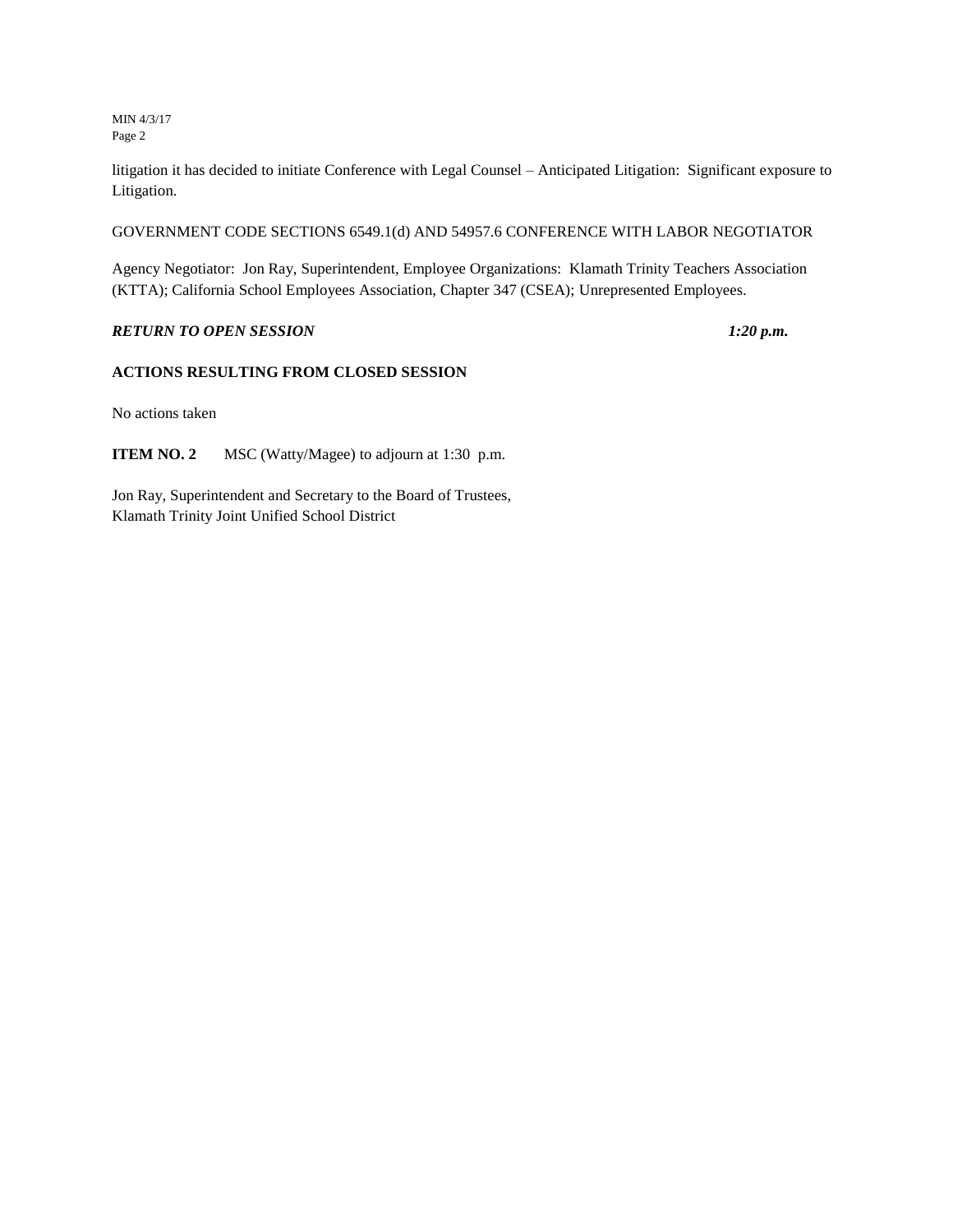litigation it has decided to initiate Conference with Legal Counsel – Anticipated Litigation: Significant exposure to Litigation.

GOVERNMENT CODE SECTIONS 6549.1(d) AND 54957.6 CONFERENCE WITH LABOR NEGOTIATOR

Agency Negotiator: Jon Ray, Superintendent, Employee Organizations: Klamath Trinity Teachers Association (KTTA); California School Employees Association, Chapter 347 (CSEA); Unrepresented Employees.

***RETURN TO OPEN SESSION*** ***1:20 p.m.***

**ACTIONS RESULTING FROM CLOSED SESSION**

No actions taken

**ITEM NO. 2** MSC (Watty/Magee) to adjourn at 1:30 p.m.

Jon Ray, Superintendent and Secretary to the Board of Trustees,
Klamath Trinity Joint Unified School District